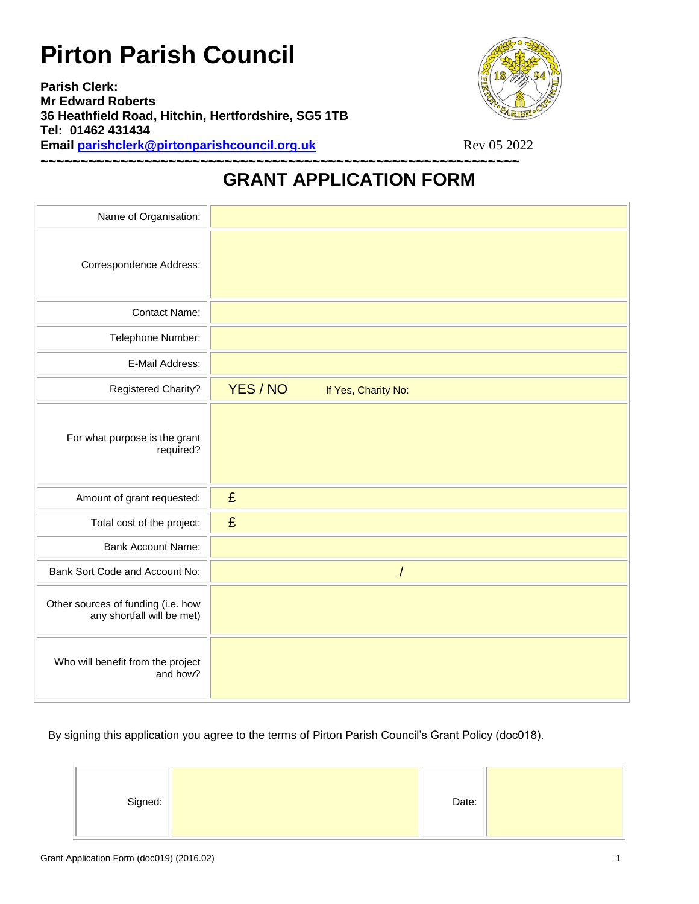# Pirton Parish Council

**Parish Clerk:**
**Mr Edward Roberts**
**36 Heathfield Road, Hitchin, Hertfordshire, SG5 1TB**
**Tel: 01462 431434**
**Email parishclerk@pirtonparishcouncil.org.uk**

Rev 05 2022

~~~~~~~~~~~~~~~~~~~~~~~~~~~~~~~~~~~~~~~~~~~~~~~~~~~~~~~~~~~~

## GRANT APPLICATION FORM

| | |
|---|---|
| Name of Organisation: | |
| Correspondence Address: | |
| Contact Name: | |
| Telephone Number: | |
| E-Mail Address: | |
| Registered Charity? | YES / NO     If Yes, Charity No: |
| For what purpose is the grant required? | |
| Amount of grant requested: | £ |
| Total cost of the project: | £ |
| Bank Account Name: | |
| Bank Sort Code and Account No: | / |
| Other sources of funding (i.e. how any shortfall will be met) | |
| Who will benefit from the project and how? | |

By signing this application you agree to the terms of Pirton Parish Council's Grant Policy (doc018).

| | | | |
|---|---|---|---|
| Signed: | | Date: | |

Grant Application Form (doc019) (2016.02)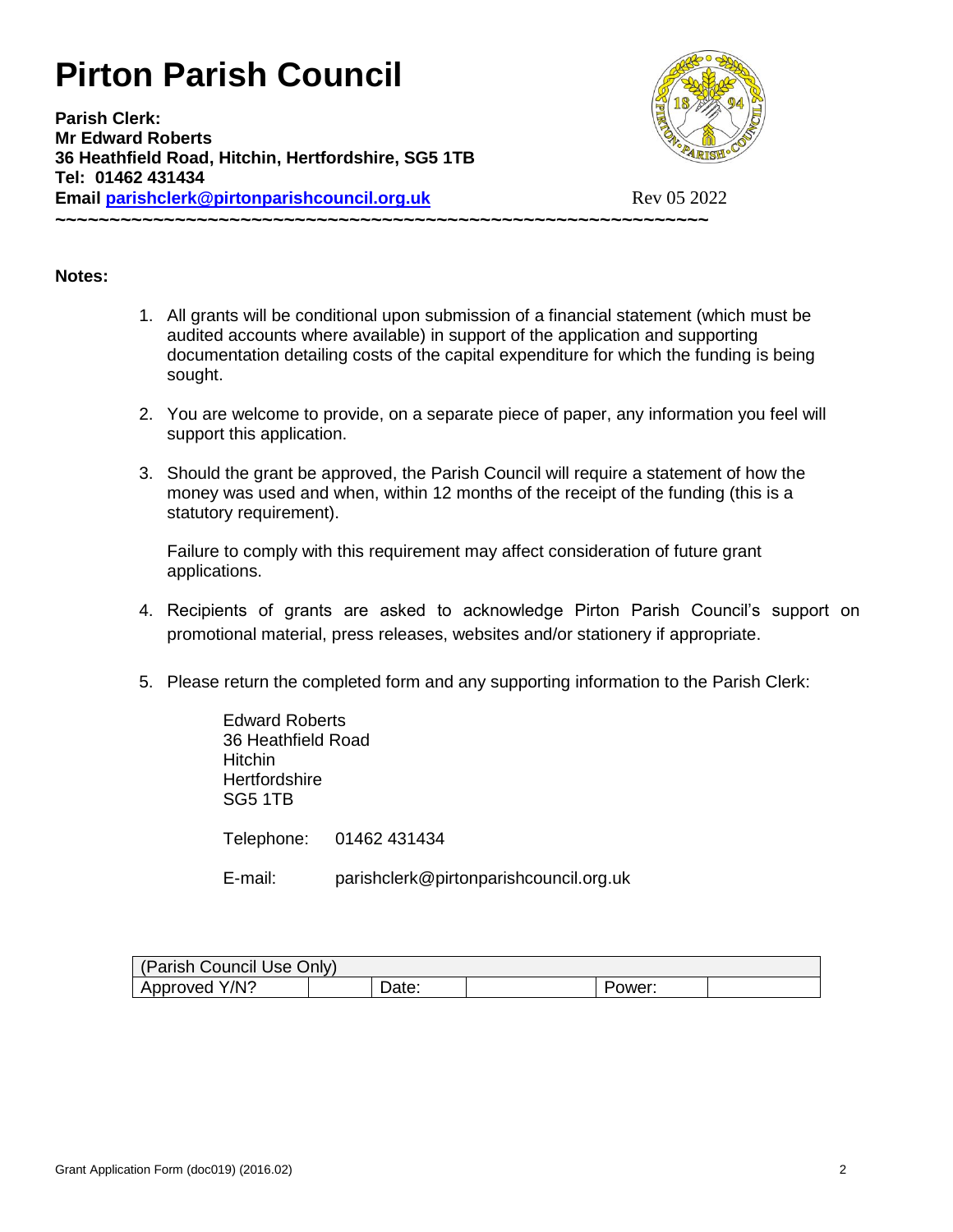# Pirton Parish Council

**Parish Clerk:**
**Mr Edward Roberts**
**36 Heathfield Road, Hitchin, Hertfordshire, SG5 1TB**
**Tel: 01462 431434**
**Email parishclerk@pirtonparishcouncil.org.uk**

Rev 05 2022

~~~~~~~~~~~~~~~~~~~~~~~~~~~~~~~~~~~~~~~~~~~~~~~~~~~~~~~~~~~~~~~~

**Notes:**

1. All grants will be conditional upon submission of a financial statement (which must be audited accounts where available) in support of the application and supporting documentation detailing costs of the capital expenditure for which the funding is being sought.

2. You are welcome to provide, on a separate piece of paper, any information you feel will support this application.

3. Should the grant be approved, the Parish Council will require a statement of how the money was used and when, within 12 months of the receipt of the funding (this is a statutory requirement).

   Failure to comply with this requirement may affect consideration of future grant applications.

4. Recipients of grants are asked to acknowledge Pirton Parish Council's support on promotional material, press releases, websites and/or stationery if appropriate.

5. Please return the completed form and any supporting information to the Parish Clerk:

   Edward Roberts
   36 Heathfield Road
   Hitchin
   Hertfordshire
   SG5 1TB

   Telephone: 01462 431434

   E-mail: parishclerk@pirtonparishcouncil.org.uk

| (Parish Council Use Only) | | | | | |
|---|---|---|---|---|---|
| Approved Y/N? | | Date: | | Power: | |